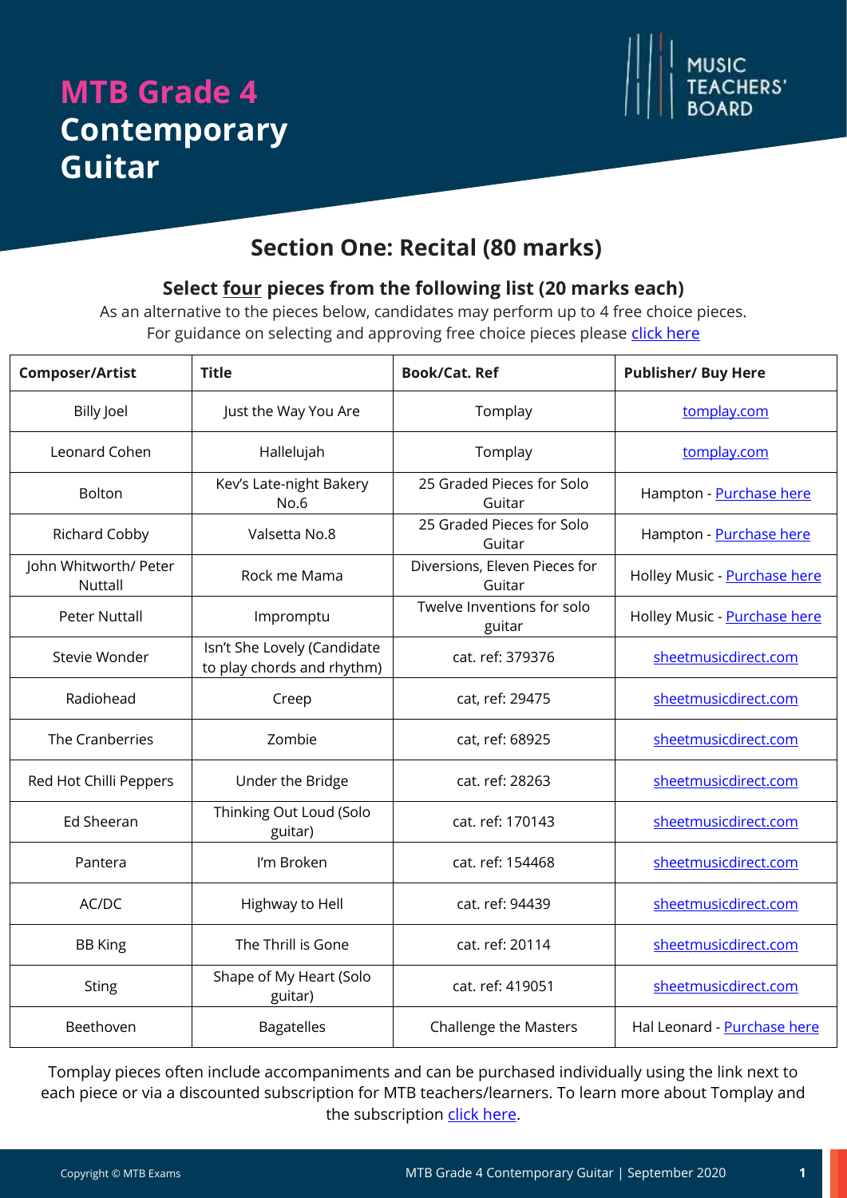# MTB Grade 4 Contemporary Guitar

MUSIC TEACHERS' BOARD

## Section One: Recital (80 marks)

### Select four pieces from the following list (20 marks each)

As an alternative to the pieces below, candidates may perform up to 4 free choice pieces.
For guidance on selecting and approving free choice pieces please click here

| Composer/Artist | Title | Book/Cat. Ref | Publisher/ Buy Here |
|---|---|---|---|
| Billy Joel | Just the Way You Are | Tomplay | tomplay.com |
| Leonard Cohen | Hallelujah | Tomplay | tomplay.com |
| Bolton | Kev's Late-night Bakery No.6 | 25 Graded Pieces for Solo Guitar | Hampton - Purchase here |
| Richard Cobby | Valsetta No.8 | 25 Graded Pieces for Solo Guitar | Hampton - Purchase here |
| John Whitworth/ Peter Nuttall | Rock me Mama | Diversions, Eleven Pieces for Guitar | Holley Music - Purchase here |
| Peter Nuttall | Impromptu | Twelve Inventions for solo guitar | Holley Music - Purchase here |
| Stevie Wonder | Isn't She Lovely (Candidate to play chords and rhythm) | cat. ref: 379376 | sheetmusicdirect.com |
| Radiohead | Creep | cat, ref: 29475 | sheetmusicdirect.com |
| The Cranberries | Zombie | cat, ref: 68925 | sheetmusicdirect.com |
| Red Hot Chilli Peppers | Under the Bridge | cat. ref: 28263 | sheetmusicdirect.com |
| Ed Sheeran | Thinking Out Loud (Solo guitar) | cat. ref: 170143 | sheetmusicdirect.com |
| Pantera | I'm Broken | cat. ref: 154468 | sheetmusicdirect.com |
| AC/DC | Highway to Hell | cat. ref: 94439 | sheetmusicdirect.com |
| BB King | The Thrill is Gone | cat. ref: 20114 | sheetmusicdirect.com |
| Sting | Shape of My Heart (Solo guitar) | cat. ref: 419051 | sheetmusicdirect.com |
| Beethoven | Bagatelles | Challenge the Masters | Hal Leonard - Purchase here |

Tomplay pieces often include accompaniments and can be purchased individually using the link next to each piece or via a discounted subscription for MTB teachers/learners. To learn more about Tomplay and the subscription click here.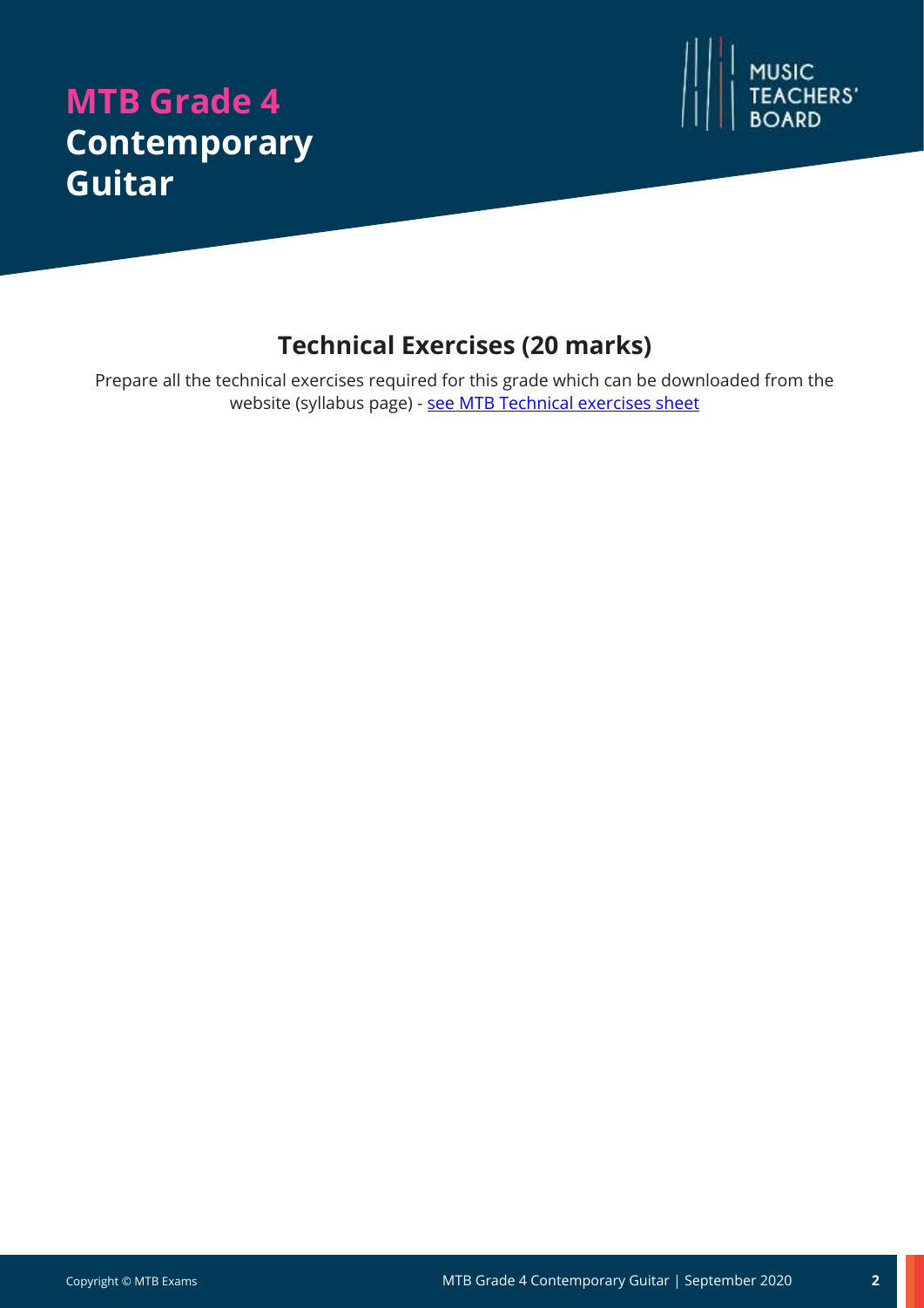# MTB Grade 4 Contemporary Guitar

## Technical Exercises (20 marks)

Prepare all the technical exercises required for this grade which can be downloaded from the website (syllabus page) - see MTB Technical exercises sheet